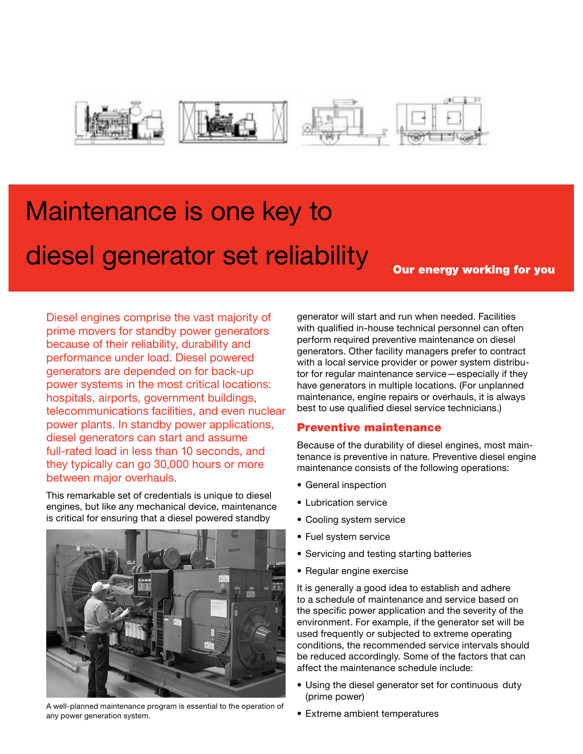# Maintenance is one key to diesel generator set reliability

**Our energy working for you**

Diesel engines comprise the vast majority of prime movers for standby power generators because of their reliability, durability and performance under load. Diesel powered generators are depended on for back-up power systems in the most critical locations: hospitals, airports, government buildings, telecommunications facilities, and even nuclear power plants. In standby power applications, diesel generators can start and assume full-rated load in less than 10 seconds, and they typically can go 30,000 hours or more between major overhauls.

This remarkable set of credentials is unique to diesel engines, but like any mechanical device, maintenance is critical for ensuring that a diesel powered standby generator will start and run when needed. Facilities with qualified in-house technical personnel can often perform required preventive maintenance on diesel generators. Other facility managers prefer to contract with a local service provider or power system distributor for regular maintenance service—especially if they have generators in multiple locations. (For unplanned maintenance, engine repairs or overhauls, it is always best to use qualified diesel service technicians.)

A well-planned maintenance program is essential to the operation of any power generation system.

## Preventive maintenance

Because of the durability of diesel engines, most maintenance is preventive in nature. Preventive diesel engine maintenance consists of the following operations:

- General inspection
- Lubrication service
- Cooling system service
- Fuel system service
- Servicing and testing starting batteries
- Regular engine exercise

It is generally a good idea to establish and adhere to a schedule of maintenance and service based on the specific power application and the severity of the environment. For example, if the generator set will be used frequently or subjected to extreme operating conditions, the recommended service intervals should be reduced accordingly. Some of the factors that can affect the maintenance schedule include:

- Using the diesel generator set for continuous duty (prime power)
- Extreme ambient temperatures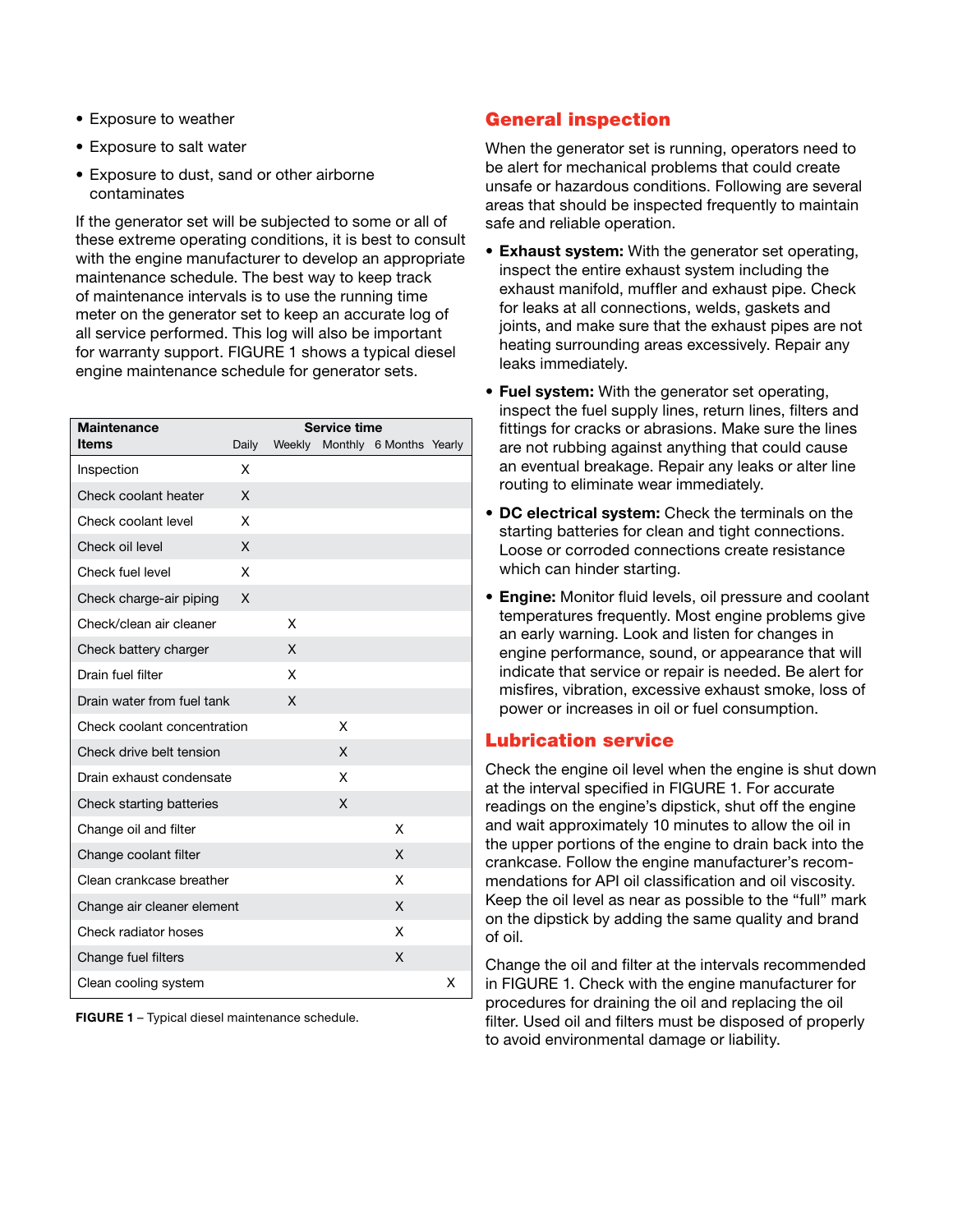- Exposure to weather
- Exposure to salt water
- Exposure to dust, sand or other airborne contaminates

If the generator set will be subjected to some or all of these extreme operating conditions, it is best to consult with the engine manufacturer to develop an appropriate maintenance schedule. The best way to keep track of maintenance intervals is to use the running time meter on the generator set to keep an accurate log of all service performed. This log will also be important for warranty support. FIGURE 1 shows a typical diesel engine maintenance schedule for generator sets.

| Maintenance Items | Service time | | | | |
|---|---|---|---|---|---|
| | Daily | Weekly | Monthly | 6 Months | Yearly |
| Inspection | X | | | | |
| Check coolant heater | X | | | | |
| Check coolant level | X | | | | |
| Check oil level | X | | | | |
| Check fuel level | X | | | | |
| Check charge-air piping | X | | | | |
| Check/clean air cleaner | | X | | | |
| Check battery charger | | X | | | |
| Drain fuel filter | | X | | | |
| Drain water from fuel tank | | X | | | |
| Check coolant concentration | | | X | | |
| Check drive belt tension | | | X | | |
| Drain exhaust condensate | | | X | | |
| Check starting batteries | | | X | | |
| Change oil and filter | | | | X | |
| Change coolant filter | | | | X | |
| Clean crankcase breather | | | | X | |
| Change air cleaner element | | | | X | |
| Check radiator hoses | | | | X | |
| Change fuel filters | | | | X | |
| Clean cooling system | | | | | X |

**FIGURE 1** – Typical diesel maintenance schedule.

## General inspection

When the generator set is running, operators need to be alert for mechanical problems that could create unsafe or hazardous conditions. Following are several areas that should be inspected frequently to maintain safe and reliable operation.

- **Exhaust system:** With the generator set operating, inspect the entire exhaust system including the exhaust manifold, muffler and exhaust pipe. Check for leaks at all connections, welds, gaskets and joints, and make sure that the exhaust pipes are not heating surrounding areas excessively. Repair any leaks immediately.
- **Fuel system:** With the generator set operating, inspect the fuel supply lines, return lines, filters and fittings for cracks or abrasions. Make sure the lines are not rubbing against anything that could cause an eventual breakage. Repair any leaks or alter line routing to eliminate wear immediately.
- **DC electrical system:** Check the terminals on the starting batteries for clean and tight connections. Loose or corroded connections create resistance which can hinder starting.
- **Engine:** Monitor fluid levels, oil pressure and coolant temperatures frequently. Most engine problems give an early warning. Look and listen for changes in engine performance, sound, or appearance that will indicate that service or repair is needed. Be alert for misfires, vibration, excessive exhaust smoke, loss of power or increases in oil or fuel consumption.

## Lubrication service

Check the engine oil level when the engine is shut down at the interval specified in FIGURE 1. For accurate readings on the engine's dipstick, shut off the engine and wait approximately 10 minutes to allow the oil in the upper portions of the engine to drain back into the crankcase. Follow the engine manufacturer's recommendations for API oil classification and oil viscosity. Keep the oil level as near as possible to the "full" mark on the dipstick by adding the same quality and brand of oil.

Change the oil and filter at the intervals recommended in FIGURE 1. Check with the engine manufacturer for procedures for draining the oil and replacing the oil filter. Used oil and filters must be disposed of properly to avoid environmental damage or liability.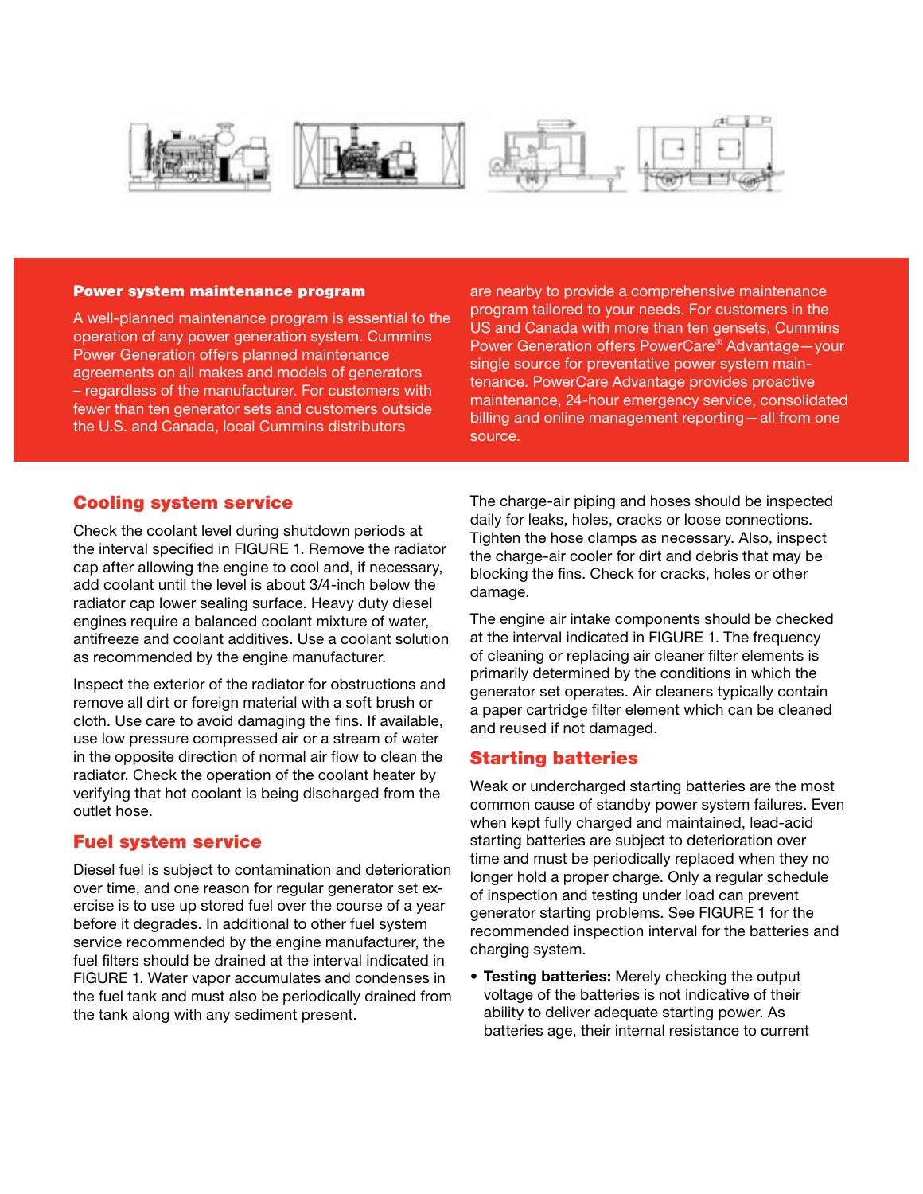## Power system maintenance program

A well-planned maintenance program is essential to the operation of any power generation system. Cummins Power Generation offers planned maintenance agreements on all makes and models of generators – regardless of the manufacturer. For customers with fewer than ten generator sets and customers outside the U.S. and Canada, local Cummins distributors are nearby to provide a comprehensive maintenance program tailored to your needs. For customers in the US and Canada with more than ten gensets, Cummins Power Generation offers PowerCare® Advantage—your single source for preventative power system maintenance. PowerCare Advantage provides proactive maintenance, 24-hour emergency service, consolidated billing and online management reporting—all from one source.

## Cooling system service

Check the coolant level during shutdown periods at the interval specified in FIGURE 1. Remove the radiator cap after allowing the engine to cool and, if necessary, add coolant until the level is about 3/4-inch below the radiator cap lower sealing surface. Heavy duty diesel engines require a balanced coolant mixture of water, antifreeze and coolant additives. Use a coolant solution as recommended by the engine manufacturer.

Inspect the exterior of the radiator for obstructions and remove all dirt or foreign material with a soft brush or cloth. Use care to avoid damaging the fins. If available, use low pressure compressed air or a stream of water in the opposite direction of normal air flow to clean the radiator. Check the operation of the coolant heater by verifying that hot coolant is being discharged from the outlet hose.

## Fuel system service

Diesel fuel is subject to contamination and deterioration over time, and one reason for regular generator set exercise is to use up stored fuel over the course of a year before it degrades. In additional to other fuel system service recommended by the engine manufacturer, the fuel filters should be drained at the interval indicated in FIGURE 1. Water vapor accumulates and condenses in the fuel tank and must also be periodically drained from the tank along with any sediment present.

The charge-air piping and hoses should be inspected daily for leaks, holes, cracks or loose connections. Tighten the hose clamps as necessary. Also, inspect the charge-air cooler for dirt and debris that may be blocking the fins. Check for cracks, holes or other damage.

The engine air intake components should be checked at the interval indicated in FIGURE 1. The frequency of cleaning or replacing air cleaner filter elements is primarily determined by the conditions in which the generator set operates. Air cleaners typically contain a paper cartridge filter element which can be cleaned and reused if not damaged.

## Starting batteries

Weak or undercharged starting batteries are the most common cause of standby power system failures. Even when kept fully charged and maintained, lead-acid starting batteries are subject to deterioration over time and must be periodically replaced when they no longer hold a proper charge. Only a regular schedule of inspection and testing under load can prevent generator starting problems. See FIGURE 1 for the recommended inspection interval for the batteries and charging system.

- **Testing batteries:** Merely checking the output voltage of the batteries is not indicative of their ability to deliver adequate starting power. As batteries age, their internal resistance to current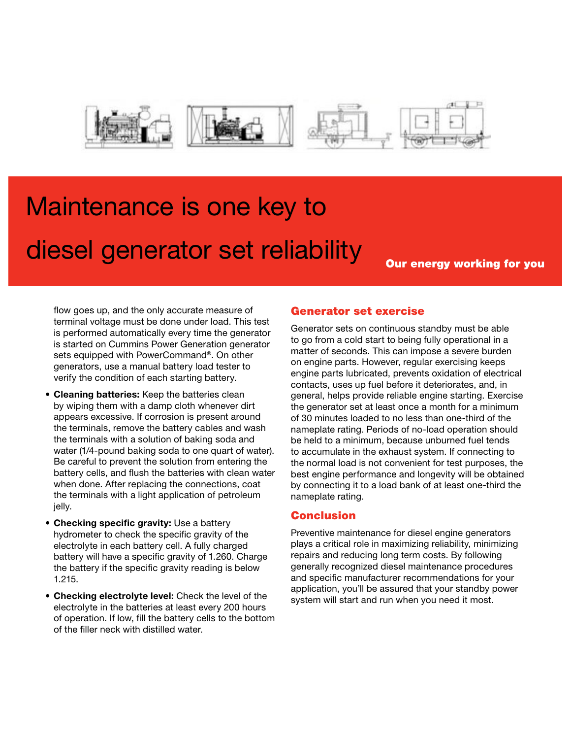# Maintenance is one key to diesel generator set reliability

Our energy working for you

flow goes up, and the only accurate measure of terminal voltage must be done under load. This test is performed automatically every time the generator is started on Cummins Power Generation generator sets equipped with PowerCommand®. On other generators, use a manual battery load tester to verify the condition of each starting battery.

- **Cleaning batteries:** Keep the batteries clean by wiping them with a damp cloth whenever dirt appears excessive. If corrosion is present around the terminals, remove the battery cables and wash the terminals with a solution of baking soda and water (1/4-pound baking soda to one quart of water). Be careful to prevent the solution from entering the battery cells, and flush the batteries with clean water when done. After replacing the connections, coat the terminals with a light application of petroleum jelly.
- **Checking specific gravity:** Use a battery hydrometer to check the specific gravity of the electrolyte in each battery cell. A fully charged battery will have a specific gravity of 1.260. Charge the battery if the specific gravity reading is below 1.215.
- **Checking electrolyte level:** Check the level of the electrolyte in the batteries at least every 200 hours of operation. If low, fill the battery cells to the bottom of the filler neck with distilled water.

## Generator set exercise

Generator sets on continuous standby must be able to go from a cold start to being fully operational in a matter of seconds. This can impose a severe burden on engine parts. However, regular exercising keeps engine parts lubricated, prevents oxidation of electrical contacts, uses up fuel before it deteriorates, and, in general, helps provide reliable engine starting. Exercise the generator set at least once a month for a minimum of 30 minutes loaded to no less than one-third of the nameplate rating. Periods of no-load operation should be held to a minimum, because unburned fuel tends to accumulate in the exhaust system. If connecting to the normal load is not convenient for test purposes, the best engine performance and longevity will be obtained by connecting it to a load bank of at least one-third the nameplate rating.

## Conclusion

Preventive maintenance for diesel engine generators plays a critical role in maximizing reliability, minimizing repairs and reducing long term costs. By following generally recognized diesel maintenance procedures and specific manufacturer recommendations for your application, you'll be assured that your standby power system will start and run when you need it most.